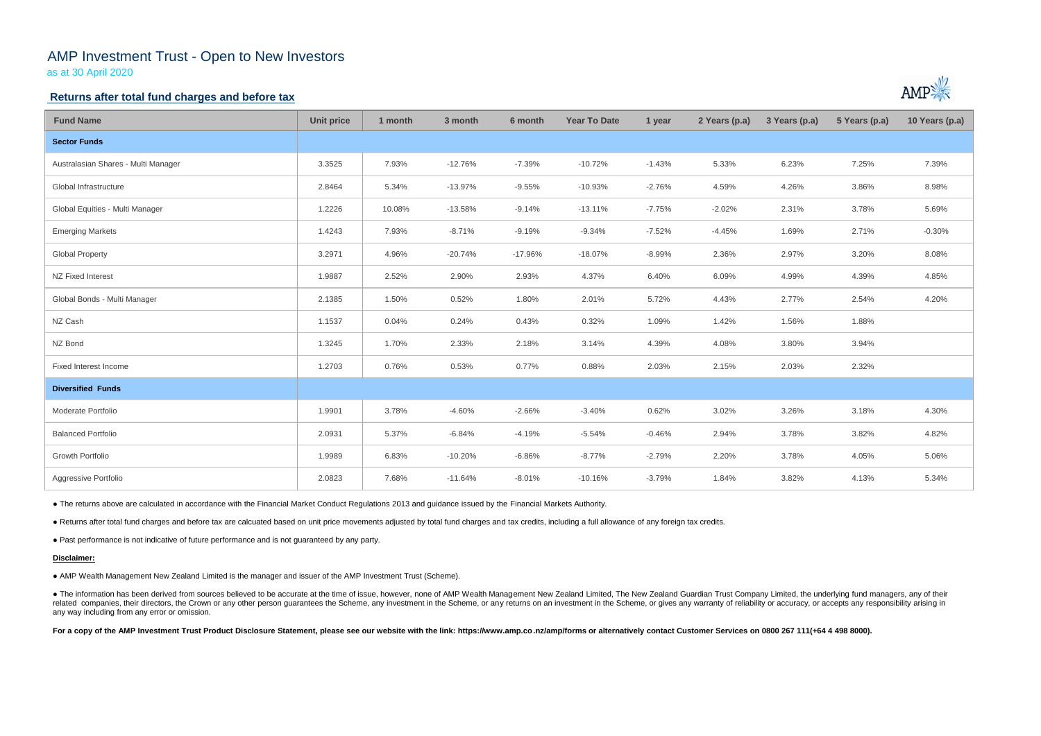# AMP Investment Trust - Open to New Investors

as at 30 April 2020

## Returns after total fund charges and before tax

| Fund Name | Unit price | 1 month | 3 month | 6 month | Year To Date | 1 year | 2 Years (p.a) | 3 Years (p.a) | 5 Years (p.a) | 10 Years (p.a) |
|---|---|---|---|---|---|---|---|---|---|---|
| **Sector Funds** | | | | | | | | | | |
| Australasian Shares - Multi Manager | 3.3525 | 7.93% | -12.76% | -7.39% | -10.72% | -1.43% | 5.33% | 6.23% | 7.25% | 7.39% |
| Global Infrastructure | 2.8464 | 5.34% | -13.97% | -9.55% | -10.93% | -2.76% | 4.59% | 4.26% | 3.86% | 8.98% |
| Global Equities - Multi Manager | 1.2226 | 10.08% | -13.58% | -9.14% | -13.11% | -7.75% | -2.02% | 2.31% | 3.78% | 5.69% |
| Emerging Markets | 1.4243 | 7.93% | -8.71% | -9.19% | -9.34% | -7.52% | -4.45% | 1.69% | 2.71% | -0.30% |
| Global Property | 3.2971 | 4.96% | -20.74% | -17.96% | -18.07% | -8.99% | 2.36% | 2.97% | 3.20% | 8.08% |
| NZ Fixed Interest | 1.9887 | 2.52% | 2.90% | 2.93% | 4.37% | 6.40% | 6.09% | 4.99% | 4.39% | 4.85% |
| Global Bonds - Multi Manager | 2.1385 | 1.50% | 0.52% | 1.80% | 2.01% | 5.72% | 4.43% | 2.77% | 2.54% | 4.20% |
| NZ Cash | 1.1537 | 0.04% | 0.24% | 0.43% | 0.32% | 1.09% | 1.42% | 1.56% | 1.88% | |
| NZ Bond | 1.3245 | 1.70% | 2.33% | 2.18% | 3.14% | 4.39% | 4.08% | 3.80% | 3.94% | |
| Fixed Interest Income | 1.2703 | 0.76% | 0.53% | 0.77% | 0.88% | 2.03% | 2.15% | 2.03% | 2.32% | |
| **Diversified Funds** | | | | | | | | | | |
| Moderate Portfolio | 1.9901 | 3.78% | -4.60% | -2.66% | -3.40% | 0.62% | 3.02% | 3.26% | 3.18% | 4.30% |
| Balanced Portfolio | 2.0931 | 5.37% | -6.84% | -4.19% | -5.54% | -0.46% | 2.94% | 3.78% | 3.82% | 4.82% |
| Growth Portfolio | 1.9989 | 6.83% | -10.20% | -6.86% | -8.77% | -2.79% | 2.20% | 3.78% | 4.05% | 5.06% |
| Aggressive Portfolio | 2.0823 | 7.68% | -11.64% | -8.01% | -10.16% | -3.79% | 1.84% | 3.82% | 4.13% | 5.34% |

- The returns above are calculated in accordance with the Financial Market Conduct Regulations 2013 and guidance issued by the Financial Markets Authority.
- Returns after total fund charges and before tax are calcuated based on unit price movements adjusted by total fund charges and tax credits, including a full allowance of any foreign tax credits.
- Past performance is not indicative of future performance and is not guaranteed by any party.

**Disclaimer:**

- AMP Wealth Management New Zealand Limited is the manager and issuer of the AMP Investment Trust (Scheme).
- The information has been derived from sources believed to be accurate at the time of issue, however, none of AMP Wealth Management New Zealand Limited, The New Zealand Guardian Trust Company Limited, the underlying fund managers, any of their related companies, their directors, the Crown or any other person guarantees the Scheme, any investment in the Scheme, or any returns on an investment in the Scheme, or gives any warranty of reliability or accuracy, or accepts any responsibility arising in any way including from any error or omission.

**For a copy of the AMP Investment Trust Product Disclosure Statement, please see our website with the link: https://www.amp.co.nz/amp/forms or alternatively contact Customer Services on 0800 267 111(+64 4 498 8000).**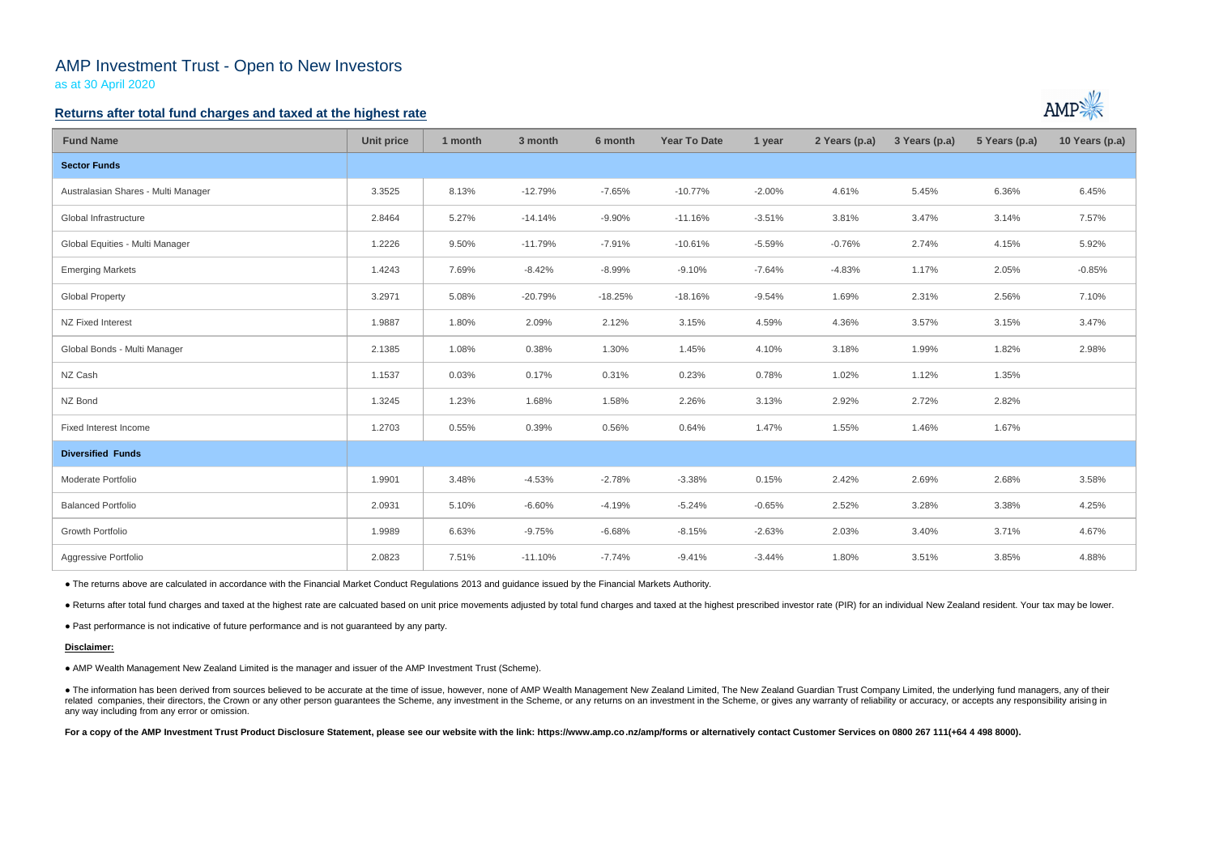# AMP Investment Trust - Open to New Investors

as at 30 April 2020

## Returns after total fund charges and taxed at the highest rate

| Fund Name | Unit price | 1 month | 3 month | 6 month | Year To Date | 1 year | 2 Years (p.a) | 3 Years (p.a) | 5 Years (p.a) | 10 Years (p.a) |
|---|---|---|---|---|---|---|---|---|---|---|
| **Sector Funds** | | | | | | | | | | |
| Australasian Shares - Multi Manager | 3.3525 | 8.13% | -12.79% | -7.65% | -10.77% | -2.00% | 4.61% | 5.45% | 6.36% | 6.45% |
| Global Infrastructure | 2.8464 | 5.27% | -14.14% | -9.90% | -11.16% | -3.51% | 3.81% | 3.47% | 3.14% | 7.57% |
| Global Equities - Multi Manager | 1.2226 | 9.50% | -11.79% | -7.91% | -10.61% | -5.59% | -0.76% | 2.74% | 4.15% | 5.92% |
| Emerging Markets | 1.4243 | 7.69% | -8.42% | -8.99% | -9.10% | -7.64% | -4.83% | 1.17% | 2.05% | -0.85% |
| Global Property | 3.2971 | 5.08% | -20.79% | -18.25% | -18.16% | -9.54% | 1.69% | 2.31% | 2.56% | 7.10% |
| NZ Fixed Interest | 1.9887 | 1.80% | 2.09% | 2.12% | 3.15% | 4.59% | 4.36% | 3.57% | 3.15% | 3.47% |
| Global Bonds - Multi Manager | 2.1385 | 1.08% | 0.38% | 1.30% | 1.45% | 4.10% | 3.18% | 1.99% | 1.82% | 2.98% |
| NZ Cash | 1.1537 | 0.03% | 0.17% | 0.31% | 0.23% | 0.78% | 1.02% | 1.12% | 1.35% | |
| NZ Bond | 1.3245 | 1.23% | 1.68% | 1.58% | 2.26% | 3.13% | 2.92% | 2.72% | 2.82% | |
| Fixed Interest Income | 1.2703 | 0.55% | 0.39% | 0.56% | 0.64% | 1.47% | 1.55% | 1.46% | 1.67% | |
| **Diversified Funds** | | | | | | | | | | |
| Moderate Portfolio | 1.9901 | 3.48% | -4.53% | -2.78% | -3.38% | 0.15% | 2.42% | 2.69% | 2.68% | 3.58% |
| Balanced Portfolio | 2.0931 | 5.10% | -6.60% | -4.19% | -5.24% | -0.65% | 2.52% | 3.28% | 3.38% | 4.25% |
| Growth Portfolio | 1.9989 | 6.63% | -9.75% | -6.68% | -8.15% | -2.63% | 2.03% | 3.40% | 3.71% | 4.67% |
| Aggressive Portfolio | 2.0823 | 7.51% | -11.10% | -7.74% | -9.41% | -3.44% | 1.80% | 3.51% | 3.85% | 4.88% |

- The returns above are calculated in accordance with the Financial Market Conduct Regulations 2013 and guidance issued by the Financial Markets Authority.
- Returns after total fund charges and taxed at the highest rate are calcuated based on unit price movements adjusted by total fund charges and taxed at the highest prescribed investor rate (PIR) for an individual New Zealand resident. Your tax may be lower.
- Past performance is not indicative of future performance and is not guaranteed by any party.

**Disclaimer:**

- AMP Wealth Management New Zealand Limited is the manager and issuer of the AMP Investment Trust (Scheme).
- The information has been derived from sources believed to be accurate at the time of issue, however, none of AMP Wealth Management New Zealand Limited, The New Zealand Guardian Trust Company Limited, the underlying fund managers, any of their related companies, their directors, the Crown or any other person guarantees the Scheme, any investment in the Scheme, or any returns on an investment in the Scheme, or gives any warranty of reliability or accuracy, or accepts any responsibility arising in any way including from any error or omission.

**For a copy of the AMP Investment Trust Product Disclosure Statement, please see our website with the link: https://www.amp.co.nz/amp/forms or alternatively contact Customer Services on 0800 267 111(+64 4 498 8000).**